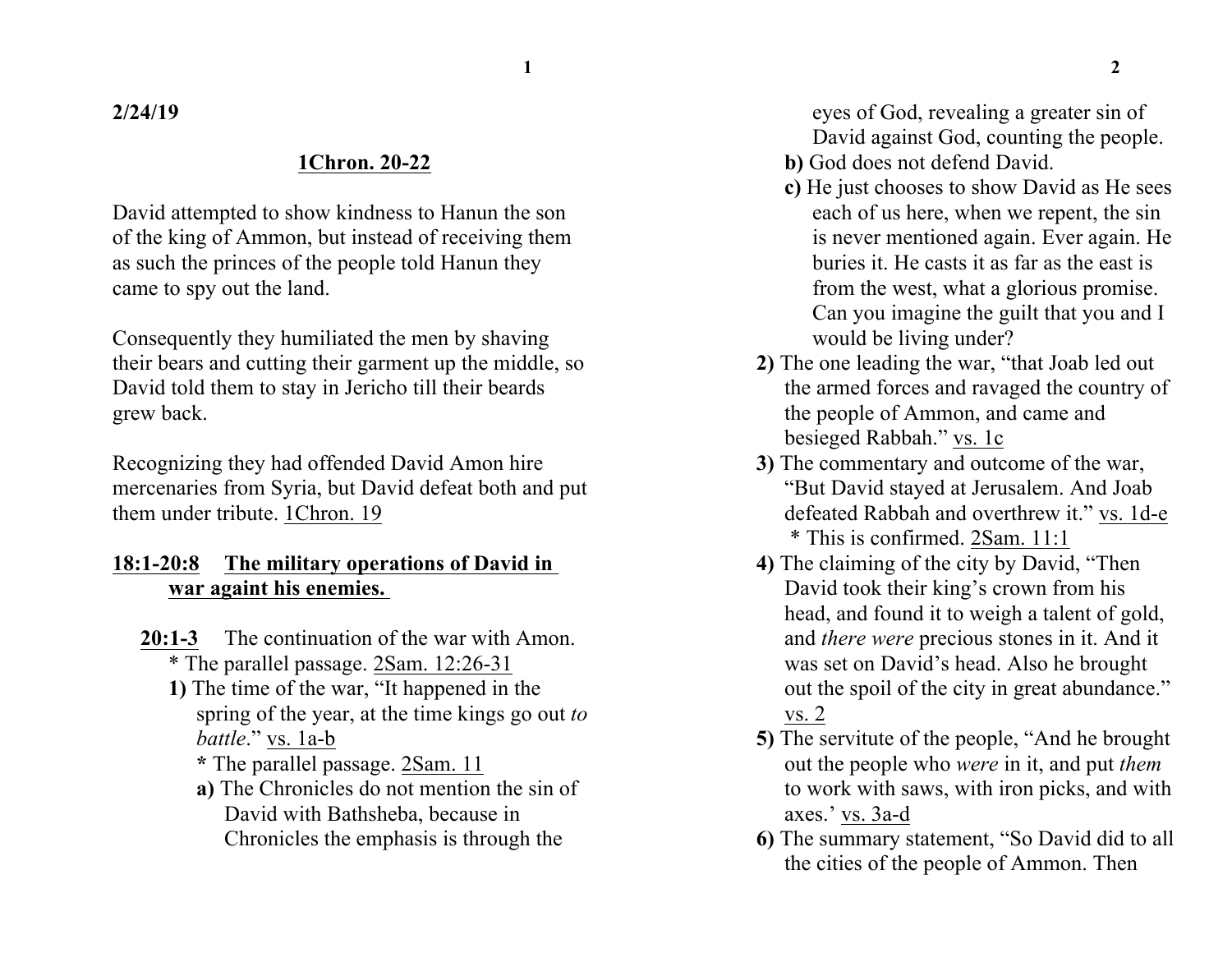**2/24/19**

**<u>1Chron. 20-22</u>**

David attempted to show kindness to Hanun the son of the king of Ammon, but instead of receiving them as such the princes of the people told Hanun they came to spy out the land.

Consequently they humiliated the men by shaving their bears and cutting their garment up the middle, so David told them to stay in Jericho till their beards grew back.

Recognizing they had offended David Amon hire mercenaries from Syria, but David defeat both and put them under tribute. <u>1Chron. 19</u>

**<u>18:1-20:8</u> <u>The military operations of David in war againt his enemies.</u>**

**<u>20:1-3</u>** The continuation of the war with Amon.
* The parallel passage. <u>2Sam. 12:26-31</u>

**1)** The time of the war, "It happened in the spring of the year, at the time kings go out *to battle*." <u>vs. 1a-b</u>
**\*** The parallel passage. <u>2Sam. 11</u>
**a)** The Chronicles do not mention the sin of David with Bathsheba, because in Chronicles the emphasis is through the eyes of God, revealing a greater sin of David against God, counting the people.
**b)** God does not defend David.
**c)** He just chooses to show David as He sees each of us here, when we repent, the sin is never mentioned again. Ever again. He buries it. He casts it as far as the east is from the west, what a glorious promise. Can you imagine the guilt that you and I would be living under?

**2)** The one leading the war, "that Joab led out the armed forces and ravaged the country of the people of Ammon, and came and besieged Rabbah." <u>vs. 1c</u>

**3)** The commentary and outcome of the war, "But David stayed at Jerusalem. And Joab defeated Rabbah and overthrew it." <u>vs. 1d-e</u>
* This is confirmed. <u>2Sam. 11:1</u>

**4)** The claiming of the city by David, "Then David took their king's crown from his head, and found it to weigh a talent of gold, and *there were* precious stones in it. And it was set on David's head. Also he brought out the spoil of the city in great abundance." <u>vs. 2</u>

**5)** The servitute of the people, "And he brought out the people who *were* in it, and put *them* to work with saws, with iron picks, and with axes.' <u>vs. 3a-d</u>

**6)** The summary statement, "So David did to all the cities of the people of Ammon. Then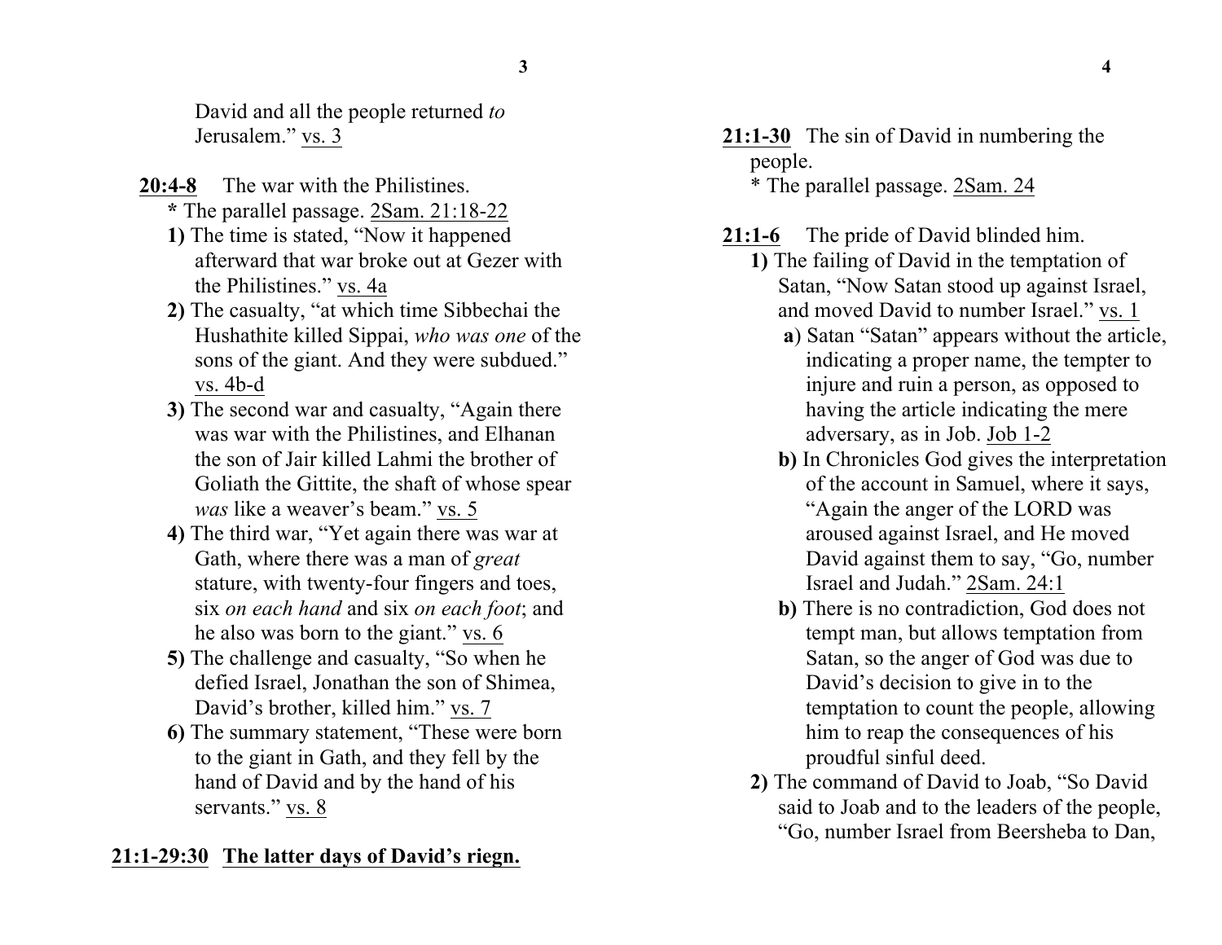David and all the people returned *to* Jerusalem." vs. 3

**20:4-8** The war with the Philistines.

**\*** The parallel passage. 2Sam. 21:18-22

**1)** The time is stated, "Now it happened afterward that war broke out at Gezer with the Philistines." vs. 4a

**2)** The casualty, "at which time Sibbechai the Hushathite killed Sippai, *who was one* of the sons of the giant. And they were subdued." vs. 4b-d

**3)** The second war and casualty, "Again there was war with the Philistines, and Elhanan the son of Jair killed Lahmi the brother of Goliath the Gittite, the shaft of whose spear *was* like a weaver's beam." vs. 5

**4)** The third war, "Yet again there was war at Gath, where there was a man of *great* stature, with twenty-four fingers and toes, six *on each hand* and six *on each foot*; and he also was born to the giant." vs. 6

**5)** The challenge and casualty, "So when he defied Israel, Jonathan the son of Shimea, David's brother, killed him." vs. 7

**6)** The summary statement, "These were born to the giant in Gath, and they fell by the hand of David and by the hand of his servants." vs. 8

## 21:1-29:30 The latter days of David's riegn.

**21:1-30** The sin of David in numbering the people.

\* The parallel passage. 2Sam. 24

**21:1-6** The pride of David blinded him.

**1)** The failing of David in the temptation of Satan, "Now Satan stood up against Israel, and moved David to number Israel." vs. 1

**a**) Satan "Satan" appears without the article, indicating a proper name, the tempter to injure and ruin a person, as opposed to having the article indicating the mere adversary, as in Job. Job 1-2

**b)** In Chronicles God gives the interpretation of the account in Samuel, where it says, "Again the anger of the LORD was aroused against Israel, and He moved David against them to say, "Go, number Israel and Judah." 2Sam. 24:1

**b)** There is no contradiction, God does not tempt man, but allows temptation from Satan, so the anger of God was due to David's decision to give in to the temptation to count the people, allowing him to reap the consequences of his proudful sinful deed.

**2)** The command of David to Joab, "So David said to Joab and to the leaders of the people, "Go, number Israel from Beersheba to Dan,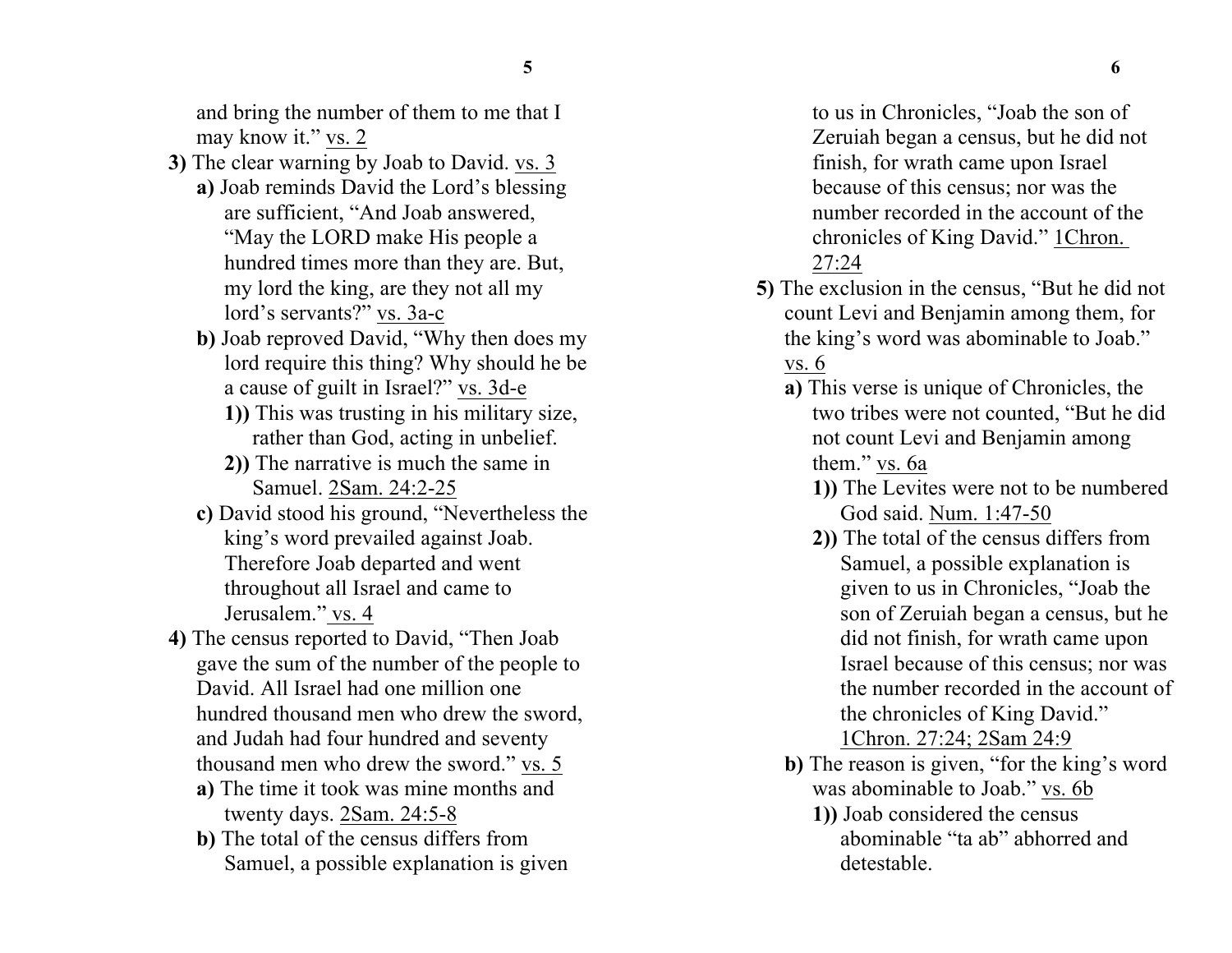and bring the number of them to me that I may know it." vs. 2

**3)** The clear warning by Joab to David. vs. 3

**a)** Joab reminds David the Lord's blessing are sufficient, "And Joab answered, "May the LORD make His people a hundred times more than they are. But, my lord the king, are they not all my lord's servants?" vs. 3a-c

**b)** Joab reproved David, "Why then does my lord require this thing? Why should he be a cause of guilt in Israel?" vs. 3d-e

**1))** This was trusting in his military size, rather than God, acting in unbelief.

**2))** The narrative is much the same in Samuel. 2Sam. 24:2-25

**c)** David stood his ground, "Nevertheless the king's word prevailed against Joab. Therefore Joab departed and went throughout all Israel and came to Jerusalem." vs. 4

**4)** The census reported to David, "Then Joab gave the sum of the number of the people to David. All Israel had one million one hundred thousand men who drew the sword, and Judah had four hundred and seventy thousand men who drew the sword." vs. 5

**a)** The time it took was mine months and twenty days. 2Sam. 24:5-8

**b)** The total of the census differs from Samuel, a possible explanation is given to us in Chronicles, "Joab the son of Zeruiah began a census, but he did not finish, for wrath came upon Israel because of this census; nor was the number recorded in the account of the chronicles of King David." 1Chron. 27:24

**5)** The exclusion in the census, "But he did not count Levi and Benjamin among them, for the king's word was abominable to Joab." vs. 6

**a)** This verse is unique of Chronicles, the two tribes were not counted, "But he did not count Levi and Benjamin among them." vs. 6a

**1))** The Levites were not to be numbered God said. Num. 1:47-50

**2))** The total of the census differs from Samuel, a possible explanation is given to us in Chronicles, "Joab the son of Zeruiah began a census, but he did not finish, for wrath came upon Israel because of this census; nor was the number recorded in the account of the chronicles of King David." 1Chron. 27:24; 2Sam 24:9

**b)** The reason is given, "for the king's word was abominable to Joab." vs. 6b

**1))** Joab considered the census abominable "ta ab" abhorred and detestable.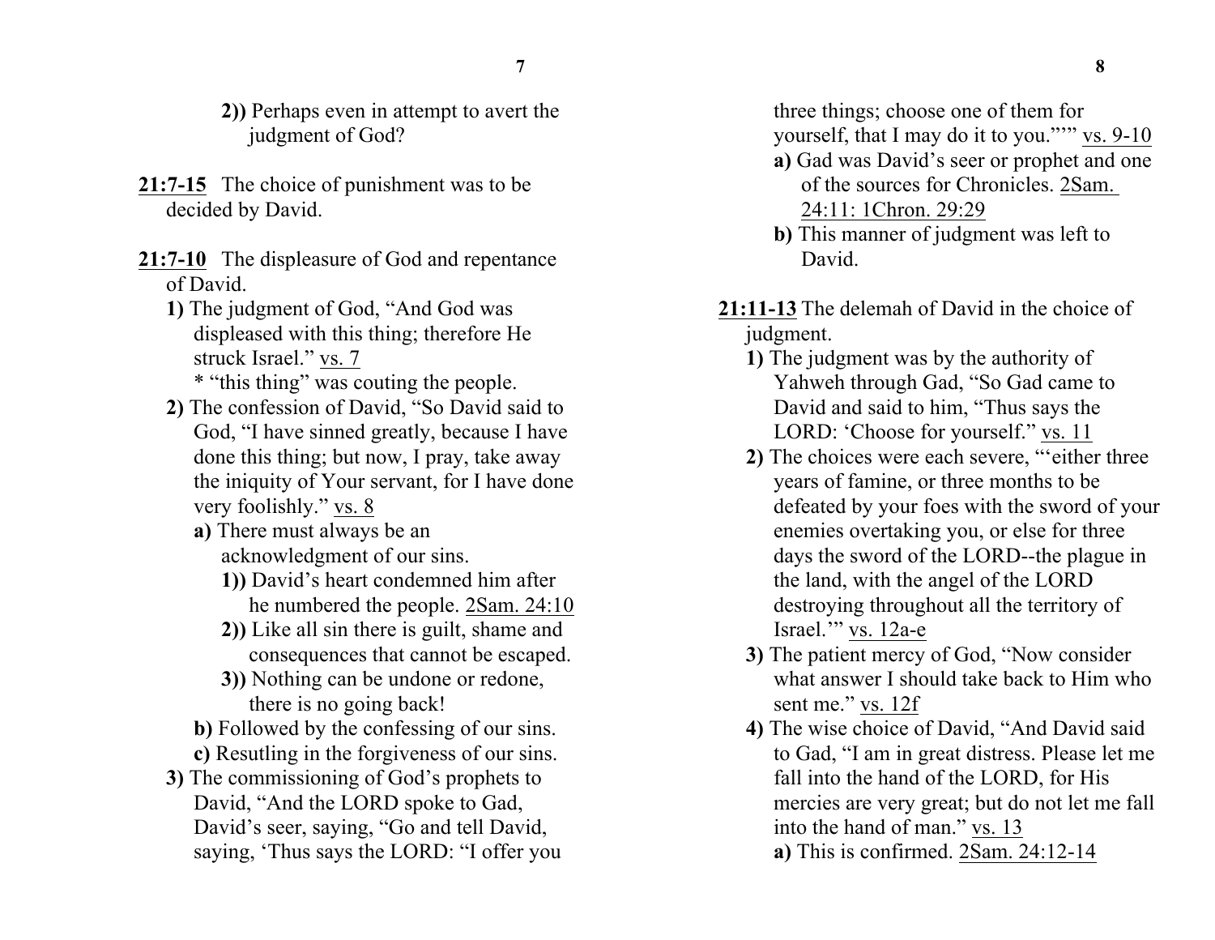2)) Perhaps even in attempt to avert the judgment of God?

<u>**21:7-15**</u> The choice of punishment was to be decided by David.

<u>**21:7-10**</u> The displeasure of God and repentance of David.

**1)** The judgment of God, "And God was displeased with this thing; therefore He struck Israel." <u>vs. 7</u>
* "this thing" was couting the people.

**2)** The confession of David, "So David said to God, "I have sinned greatly, because I have done this thing; but now, I pray, take away the iniquity of Your servant, for I have done very foolishly." <u>vs. 8</u>

**a)** There must always be an acknowledgment of our sins.

**1))** David's heart condemned him after he numbered the people. <u>2Sam. 24:10</u>

**2))** Like all sin there is guilt, shame and consequences that cannot be escaped.

**3))** Nothing can be undone or redone, there is no going back!

**b)** Followed by the confessing of our sins.

**c)** Resutling in the forgiveness of our sins.

**3)** The commissioning of God's prophets to David, "And the LORD spoke to Gad, David's seer, saying, "Go and tell David, saying, 'Thus says the LORD: "I offer you three things; choose one of them for yourself, that I may do it to you."'" <u>vs. 9-10</u>

**a)** Gad was David's seer or prophet and one of the sources for Chronicles. <u>2Sam. 24:11: 1Chron. 29:29</u>

**b)** This manner of judgment was left to David.

<u>**21:11-13**</u> The delemah of David in the choice of judgment.

**1)** The judgment was by the authority of Yahweh through Gad, "So Gad came to David and said to him, "Thus says the LORD: 'Choose for yourself." <u>vs. 11</u>

**2)** The choices were each severe, "'either three years of famine, or three months to be defeated by your foes with the sword of your enemies overtaking you, or else for three days the sword of the LORD--the plague in the land, with the angel of the LORD destroying throughout all the territory of Israel.'" <u>vs. 12a-e</u>

**3)** The patient mercy of God, "Now consider what answer I should take back to Him who sent me." <u>vs. 12f</u>

**4)** The wise choice of David, "And David said to Gad, "I am in great distress. Please let me fall into the hand of the LORD, for His mercies are very great; but do not let me fall into the hand of man." <u>vs. 13</u>

**a)** This is confirmed. <u>2Sam. 24:12-14</u>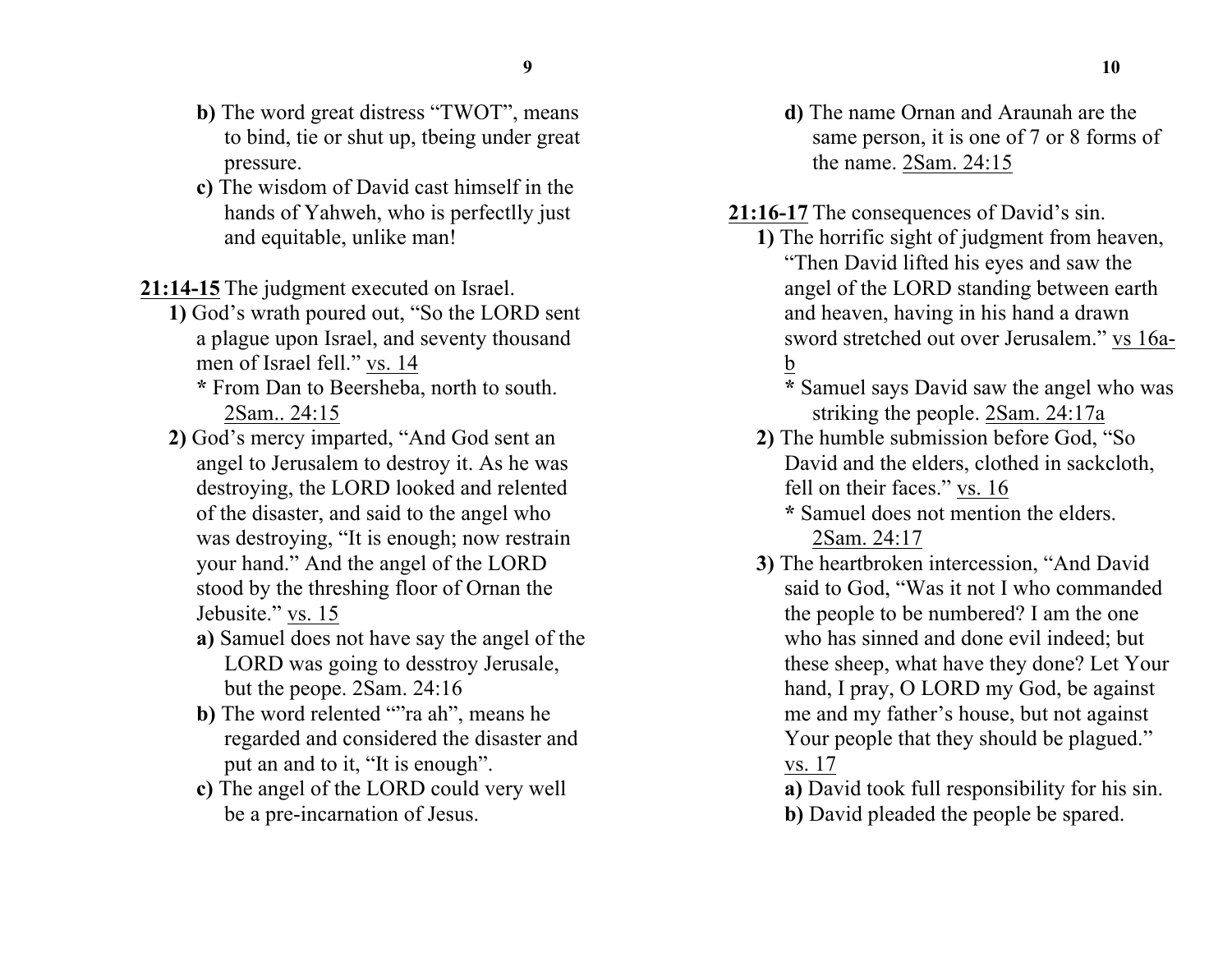**b)** The word great distress "TWOT", means to bind, tie or shut up, tbeing under great pressure.

**c)** The wisdom of David cast himself in the hands of Yahweh, who is perfectlly just and equitable, unlike man!

<u>21:14-15</u> The judgment executed on Israel.

**1)** God's wrath poured out, "So the LORD sent a plague upon Israel, and seventy thousand men of Israel fell." <u>vs. 14</u>

**\*** From Dan to Beersheba, north to south. <u>2Sam.. 24:15</u>

**2)** God's mercy imparted, "And God sent an angel to Jerusalem to destroy it. As he was destroying, the LORD looked and relented of the disaster, and said to the angel who was destroying, "It is enough; now restrain your hand." And the angel of the LORD stood by the threshing floor of Ornan the Jebusite." <u>vs. 15</u>

**a)** Samuel does not have say the angel of the LORD was going to desstroy Jerusale, but the peope. 2Sam. 24:16

**b)** The word relented ""ra ah", means he regarded and considered the disaster and put an and to it, "It is enough".

**c)** The angel of the LORD could very well be a pre-incarnation of Jesus.

**d)** The name Ornan and Araunah are the same person, it is one of 7 or 8 forms of the name. <u>2Sam. 24:15</u>

<u>21:16-17</u> The consequences of David's sin.

**1)** The horrific sight of judgment from heaven, "Then David lifted his eyes and saw the angel of the LORD standing between earth and heaven, having in his hand a drawn sword stretched out over Jerusalem." <u>vs 16a-b</u>

**\*** Samuel says David saw the angel who was striking the people. <u>2Sam. 24:17a</u>

**2)** The humble submission before God, "So David and the elders, clothed in sackcloth, fell on their faces." <u>vs. 16</u>

**\*** Samuel does not mention the elders. <u>2Sam. 24:17</u>

**3)** The heartbroken intercession, "And David said to God, "Was it not I who commanded the people to be numbered? I am the one who has sinned and done evil indeed; but these sheep, what have they done? Let Your hand, I pray, O LORD my God, be against me and my father's house, but not against Your people that they should be plagued." <u>vs. 17</u>

**a)** David took full responsibility for his sin.

**b)** David pleaded the people be spared.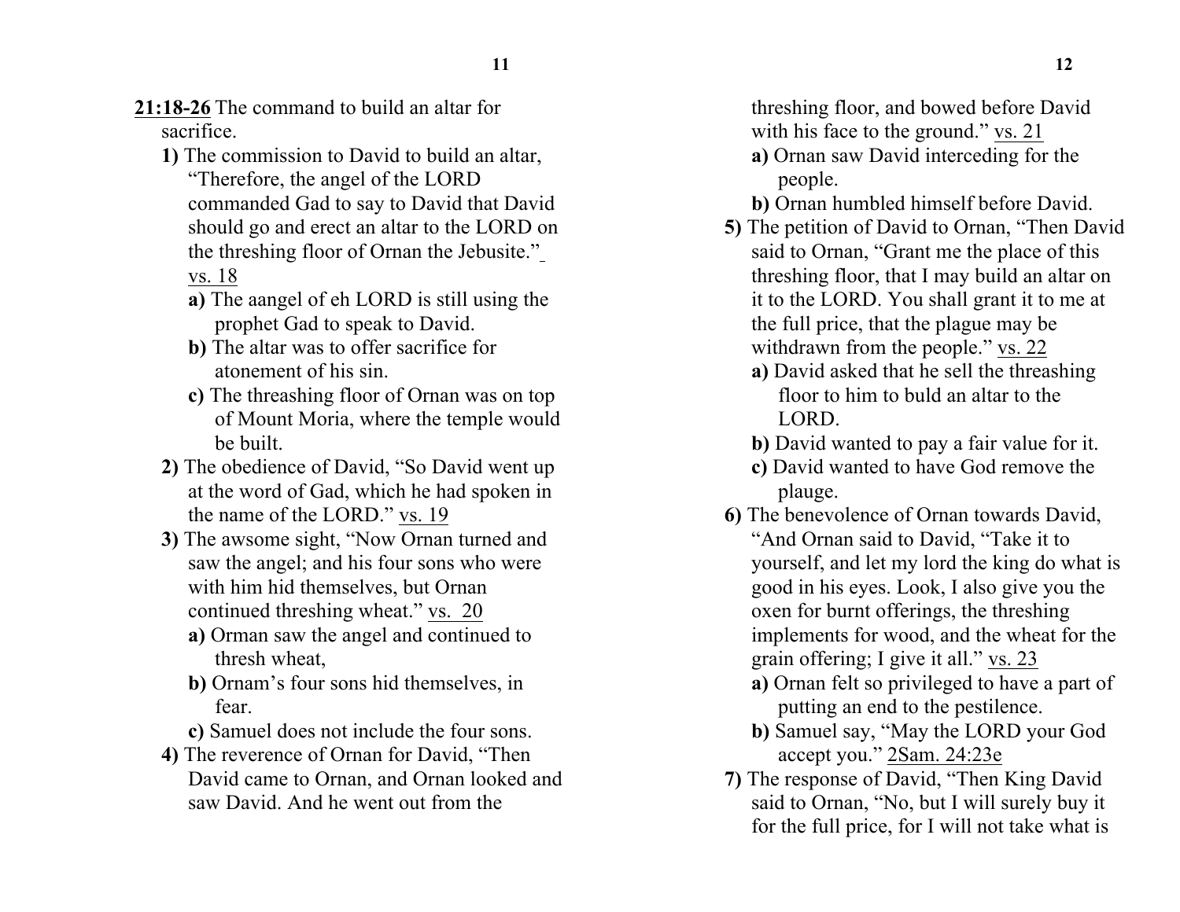**<u>21:18-26</u>** The command to build an altar for sacrifice.

**1)** The commission to David to build an altar, "Therefore, the angel of the LORD commanded Gad to say to David that David should go and erect an altar to the LORD on the threshing floor of Ornan the Jebusite." <u>vs. 18</u>

**a)** The aangel of eh LORD is still using the prophet Gad to speak to David.

**b)** The altar was to offer sacrifice for atonement of his sin.

**c)** The threashing floor of Ornan was on top of Mount Moria, where the temple would be built.

**2)** The obedience of David, "So David went up at the word of Gad, which he had spoken in the name of the LORD." <u>vs. 19</u>

**3)** The awsome sight, "Now Ornan turned and saw the angel; and his four sons who were with him hid themselves, but Ornan continued threshing wheat." <u>vs. 20</u>

**a)** Orman saw the angel and continued to thresh wheat,

**b)** Ornam's four sons hid themselves, in fear.

**c)** Samuel does not include the four sons.

**4)** The reverence of Ornan for David, "Then David came to Ornan, and Ornan looked and saw David. And he went out from the threshing floor, and bowed before David with his face to the ground." <u>vs. 21</u>

**a)** Ornan saw David interceding for the people.

**b)** Ornan humbled himself before David.

**5)** The petition of David to Ornan, "Then David said to Ornan, "Grant me the place of this threshing floor, that I may build an altar on it to the LORD. You shall grant it to me at the full price, that the plague may be withdrawn from the people." <u>vs. 22</u>

**a)** David asked that he sell the threashing floor to him to buld an altar to the LORD.

**b)** David wanted to pay a fair value for it.

**c)** David wanted to have God remove the plauge.

**6)** The benevolence of Ornan towards David, "And Ornan said to David, "Take it to yourself, and let my lord the king do what is good in his eyes. Look, I also give you the oxen for burnt offerings, the threshing implements for wood, and the wheat for the grain offering; I give it all." <u>vs. 23</u>

**a)** Ornan felt so privileged to have a part of putting an end to the pestilence.

**b)** Samuel say, "May the LORD your God accept you." <u>2Sam. 24:23e</u>

**7)** The response of David, "Then King David said to Ornan, "No, but I will surely buy it for the full price, for I will not take what is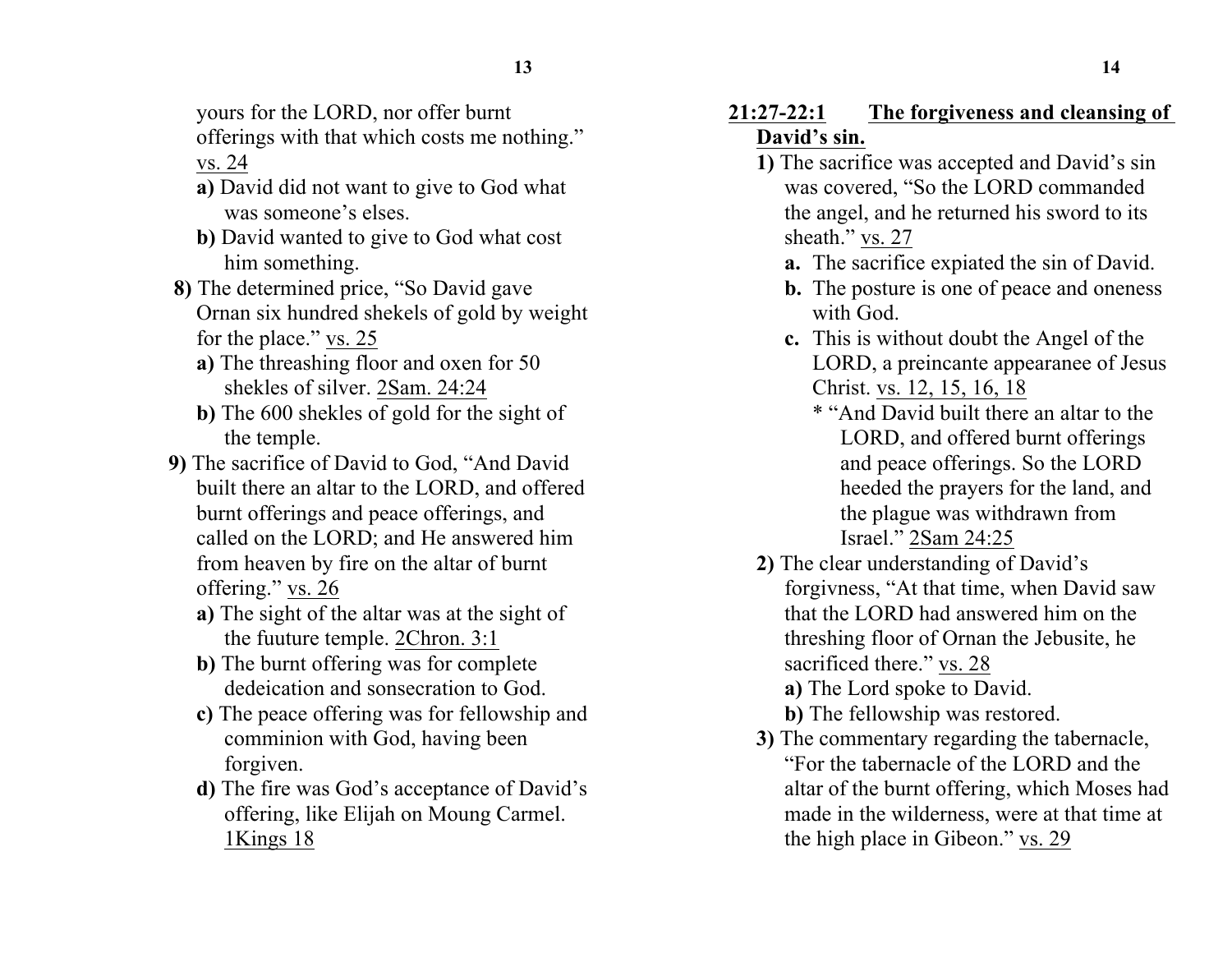yours for the LORD, nor offer burnt offerings with that which costs me nothing." vs. 24

- **a)** David did not want to give to God what was someone's elses.
- **b)** David wanted to give to God what cost him something.

**8)** The determined price, "So David gave Ornan six hundred shekels of gold by weight for the place." vs. 25

- **a)** The threashing floor and oxen for 50 shekles of silver. 2Sam. 24:24
- **b)** The 600 shekles of gold for the sight of the temple.

**9)** The sacrifice of David to God, "And David built there an altar to the LORD, and offered burnt offerings and peace offerings, and called on the LORD; and He answered him from heaven by fire on the altar of burnt offering." vs. 26

- **a)** The sight of the altar was at the sight of the fuuture temple. 2Chron. 3:1
- **b)** The burnt offering was for complete dedeication and sonsecration to God.
- **c)** The peace offering was for fellowship and comminion with God, having been forgiven.
- **d)** The fire was God's acceptance of David's offering, like Elijah on Moung Carmel. 1Kings 18

**21:27-22:1 The forgiveness and cleansing of David's sin.**

**1)** The sacrifice was accepted and David's sin was covered, "So the LORD commanded the angel, and he returned his sword to its sheath." vs. 27

- **a.** The sacrifice expiated the sin of David.
- **b.** The posture is one of peace and oneness with God.
- **c.** This is without doubt the Angel of the LORD, a preincante appearanee of Jesus Christ. vs. 12, 15, 16, 18
  - * "And David built there an altar to the LORD, and offered burnt offerings and peace offerings. So the LORD heeded the prayers for the land, and the plague was withdrawn from Israel." 2Sam 24:25

**2)** The clear understanding of David's forgivness, "At that time, when David saw that the LORD had answered him on the threshing floor of Ornan the Jebusite, he sacrificed there." vs. 28

- **a)** The Lord spoke to David.
- **b)** The fellowship was restored.

**3)** The commentary regarding the tabernacle, "For the tabernacle of the LORD and the altar of the burnt offering, which Moses had made in the wilderness, were at that time at the high place in Gibeon." vs. 29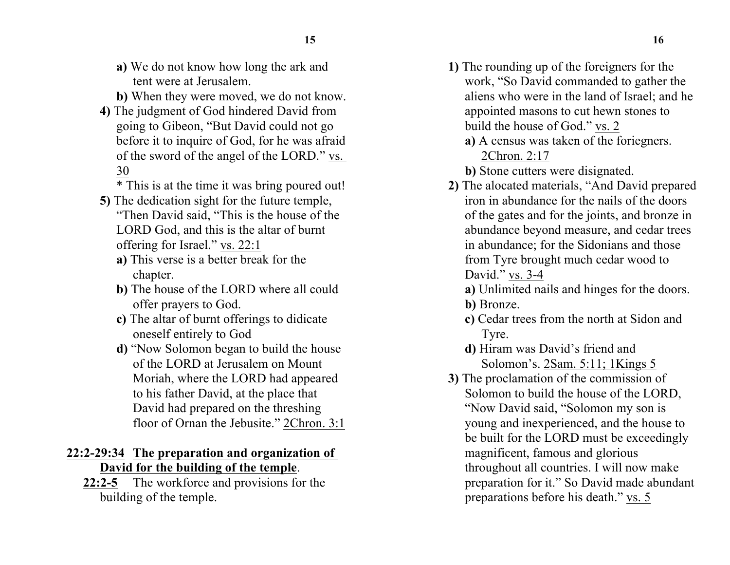**a)** We do not know how long the ark and tent were at Jerusalem.

**b)** When they were moved, we do not know.

**4)** The judgment of God hindered David from going to Gibeon, "But David could not go before it to inquire of God, for he was afraid of the sword of the angel of the LORD." vs. 30

\* This is at the time it was bring poured out!

**5)** The dedication sight for the future temple, "Then David said, "This is the house of the LORD God, and this is the altar of burnt offering for Israel." vs. 22:1

**a)** This verse is a better break for the chapter.

**b)** The house of the LORD where all could offer prayers to God.

**c)** The altar of burnt offerings to didicate oneself entirely to God

**d)** "Now Solomon began to build the house of the LORD at Jerusalem on Mount Moriah, where the LORD had appeared to his father David, at the place that David had prepared on the threshing floor of Ornan the Jebusite." 2Chron. 3:1

**22:2-29:34** **The preparation and organization of David for the building of the temple**.

**22:2-5** The workforce and provisions for the building of the temple.

**1)** The rounding up of the foreigners for the work, "So David commanded to gather the aliens who were in the land of Israel; and he appointed masons to cut hewn stones to build the house of God." vs. 2

**a)** A census was taken of the foriegners. 2Chron. 2:17

**b)** Stone cutters were disignated.

**2)** The alocated materials, "And David prepared iron in abundance for the nails of the doors of the gates and for the joints, and bronze in abundance beyond measure, and cedar trees in abundance; for the Sidonians and those from Tyre brought much cedar wood to David." vs. 3-4

**a)** Unlimited nails and hinges for the doors.

**b)** Bronze.

**c)** Cedar trees from the north at Sidon and Tyre.

**d)** Hiram was David's friend and Solomon's. 2Sam. 5:11; 1Kings 5

**3)** The proclamation of the commission of Solomon to build the house of the LORD, "Now David said, "Solomon my son is young and inexperienced, and the house to be built for the LORD must be exceedingly magnificent, famous and glorious throughout all countries. I will now make preparation for it." So David made abundant preparations before his death." vs. 5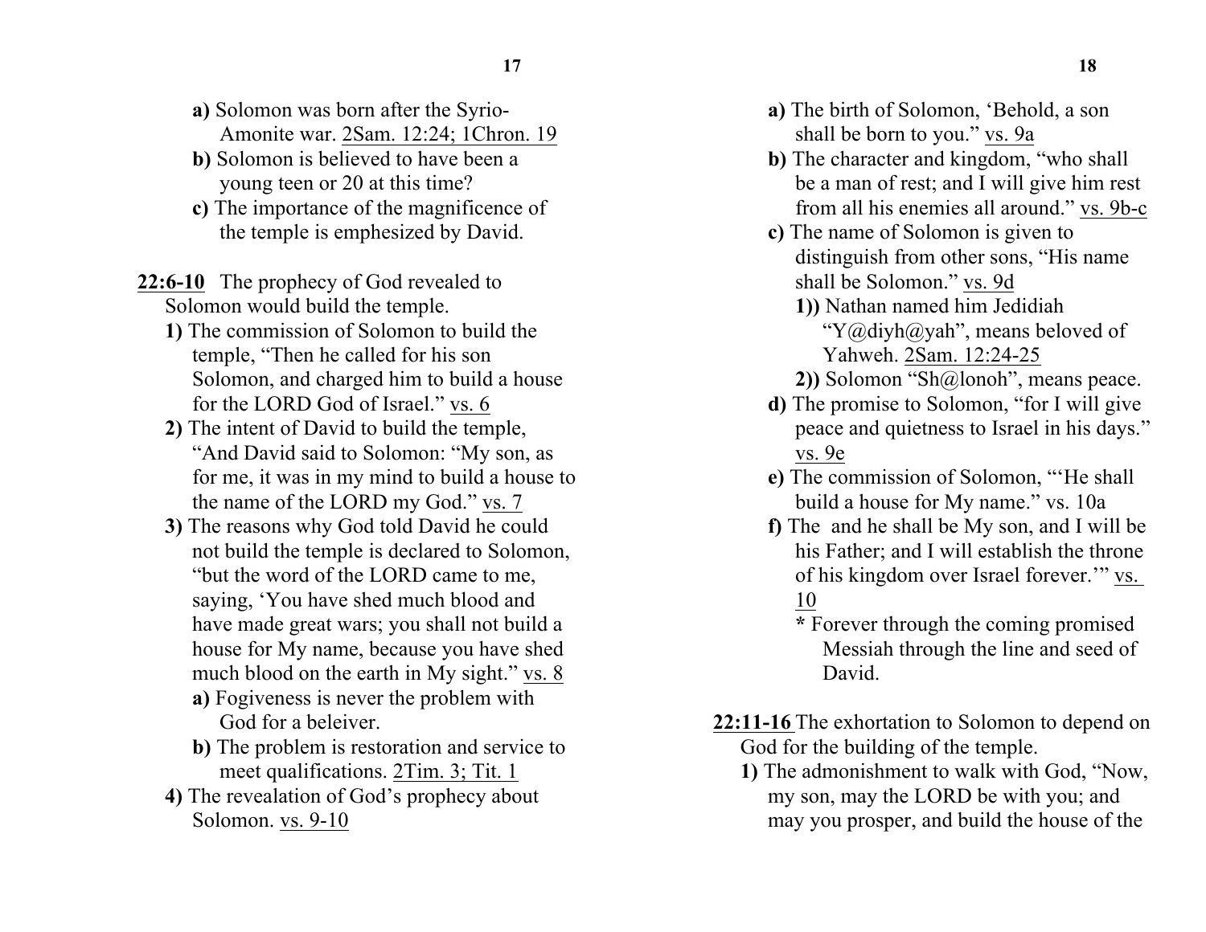**a)** Solomon was born after the Syrio-Amonite war. <u>2Sam. 12:24; 1Chron. 19</u>

**b)** Solomon is believed to have been a young teen or 20 at this time?

**c)** The importance of the magnificence of the temple is emphesized by David.

**<u>22:6-10</u>** The prophecy of God revealed to Solomon would build the temple.

**1)** The commission of Solomon to build the temple, "Then he called for his son Solomon, and charged him to build a house for the LORD God of Israel." <u>vs. 6</u>

**2)** The intent of David to build the temple, "And David said to Solomon: "My son, as for me, it was in my mind to build a house to the name of the LORD my God." <u>vs. 7</u>

**3)** The reasons why God told David he could not build the temple is declared to Solomon, "but the word of the LORD came to me, saying, 'You have shed much blood and have made great wars; you shall not build a house for My name, because you have shed much blood on the earth in My sight." <u>vs. 8</u>

**a)** Fogiveness is never the problem with God for a beleiver.

**b)** The problem is restoration and service to meet qualifications. <u>2Tim. 3; Tit. 1</u>

**4)** The revealation of God's prophecy about Solomon. <u>vs. 9-10</u>

**a)** The birth of Solomon, 'Behold, a son shall be born to you." <u>vs. 9a</u>

**b)** The character and kingdom, "who shall be a man of rest; and I will give him rest from all his enemies all around." <u>vs. 9b-c</u>

**c)** The name of Solomon is given to distinguish from other sons, "His name shall be Solomon." <u>vs. 9d</u>

**1))** Nathan named him Jedidiah "Y@diyh@yah", means beloved of Yahweh. <u>2Sam. 12:24-25</u>

**2))** Solomon "Sh@lonoh", means peace.

**d)** The promise to Solomon, "for I will give peace and quietness to Israel in his days." <u>vs. 9e</u>

**e)** The commission of Solomon, "'He shall build a house for My name." vs. 10a

**f)** The  and he shall be My son, and I will be his Father; and I will establish the throne of his kingdom over Israel forever.'" <u>vs. 10</u>

**\*** Forever through the coming promised Messiah through the line and seed of David.

**<u>22:11-16</u>** The exhortation to Solomon to depend on God for the building of the temple.

**1)** The admonishment to walk with God, "Now, my son, may the LORD be with you; and may you prosper, and build the house of the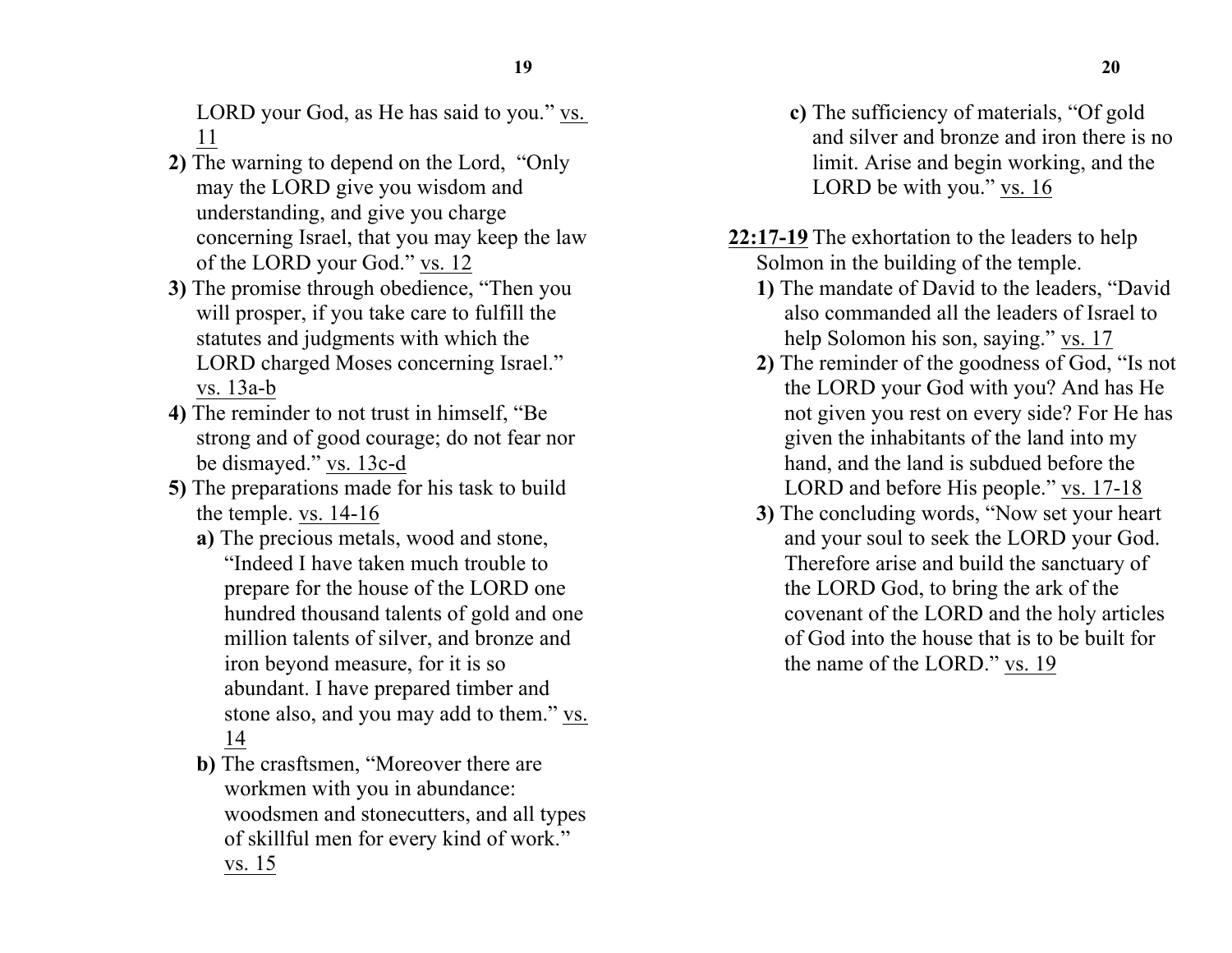LORD your God, as He has said to you." vs. 11

**2)** The warning to depend on the Lord, "Only may the LORD give you wisdom and understanding, and give you charge concerning Israel, that you may keep the law of the LORD your God." vs. 12

**3)** The promise through obedience, "Then you will prosper, if you take care to fulfill the statutes and judgments with which the LORD charged Moses concerning Israel." vs. 13a-b

**4)** The reminder to not trust in himself, "Be strong and of good courage; do not fear nor be dismayed." vs. 13c-d

**5)** The preparations made for his task to build the temple. vs. 14-16

**a)** The precious metals, wood and stone, "Indeed I have taken much trouble to prepare for the house of the LORD one hundred thousand talents of gold and one million talents of silver, and bronze and iron beyond measure, for it is so abundant. I have prepared timber and stone also, and you may add to them." vs. 14

**b)** The crasftsmen, "Moreover there are workmen with you in abundance: woodsmen and stonecutters, and all types of skillful men for every kind of work." vs. 15

**c)** The sufficiency of materials, "Of gold and silver and bronze and iron there is no limit. Arise and begin working, and the LORD be with you." vs. 16

**22:17-19** The exhortation to the leaders to help Solmon in the building of the temple.

**1)** The mandate of David to the leaders, "David also commanded all the leaders of Israel to help Solomon his son, saying." vs. 17

**2)** The reminder of the goodness of God, "Is not the LORD your God with you? And has He not given you rest on every side? For He has given the inhabitants of the land into my hand, and the land is subdued before the LORD and before His people." vs. 17-18

**3)** The concluding words, "Now set your heart and your soul to seek the LORD your God. Therefore arise and build the sanctuary of the LORD God, to bring the ark of the covenant of the LORD and the holy articles of God into the house that is to be built for the name of the LORD." vs. 19